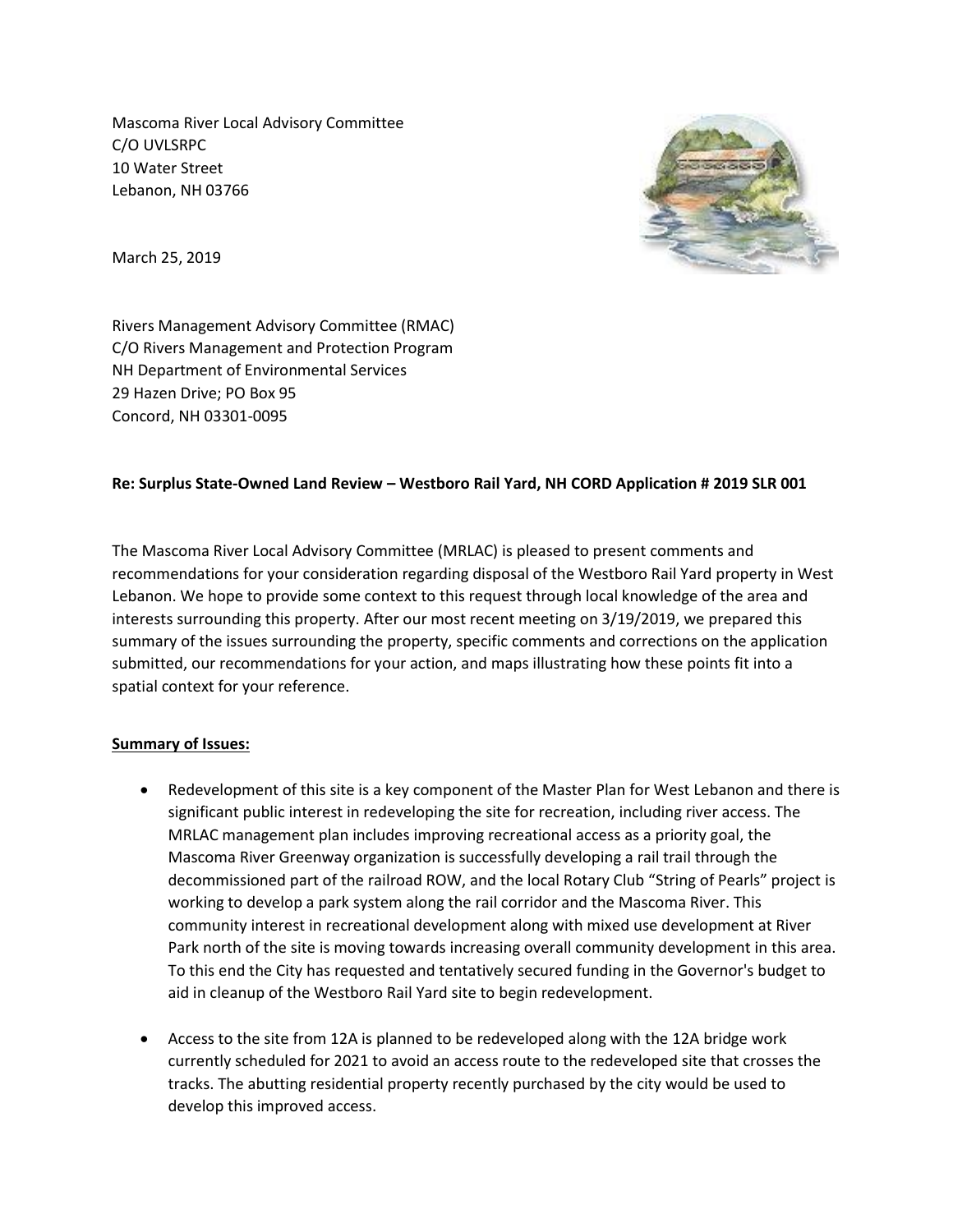Mascoma River Local Advisory Committee
C/O UVLSRPC
10 Water Street
Lebanon, NH 03766

March 25, 2019

Rivers Management Advisory Committee (RMAC)
C/O Rivers Management and Protection Program
NH Department of Environmental Services
29 Hazen Drive; PO Box 95
Concord, NH 03301-0095

**Re: Surplus State-Owned Land Review – Westboro Rail Yard, NH CORD Application # 2019 SLR 001**

The Mascoma River Local Advisory Committee (MRLAC) is pleased to present comments and recommendations for your consideration regarding disposal of the Westboro Rail Yard property in West Lebanon. We hope to provide some context to this request through local knowledge of the area and interests surrounding this property. After our most recent meeting on 3/19/2019, we prepared this summary of the issues surrounding the property, specific comments and corrections on the application submitted, our recommendations for your action, and maps illustrating how these points fit into a spatial context for your reference.

**Summary of Issues:**

- Redevelopment of this site is a key component of the Master Plan for West Lebanon and there is significant public interest in redeveloping the site for recreation, including river access. The MRLAC management plan includes improving recreational access as a priority goal, the Mascoma River Greenway organization is successfully developing a rail trail through the decommissioned part of the railroad ROW, and the local Rotary Club "String of Pearls" project is working to develop a park system along the rail corridor and the Mascoma River. This community interest in recreational development along with mixed use development at River Park north of the site is moving towards increasing overall community development in this area. To this end the City has requested and tentatively secured funding in the Governor's budget to aid in cleanup of the Westboro Rail Yard site to begin redevelopment.
- Access to the site from 12A is planned to be redeveloped along with the 12A bridge work currently scheduled for 2021 to avoid an access route to the redeveloped site that crosses the tracks. The abutting residential property recently purchased by the city would be used to develop this improved access.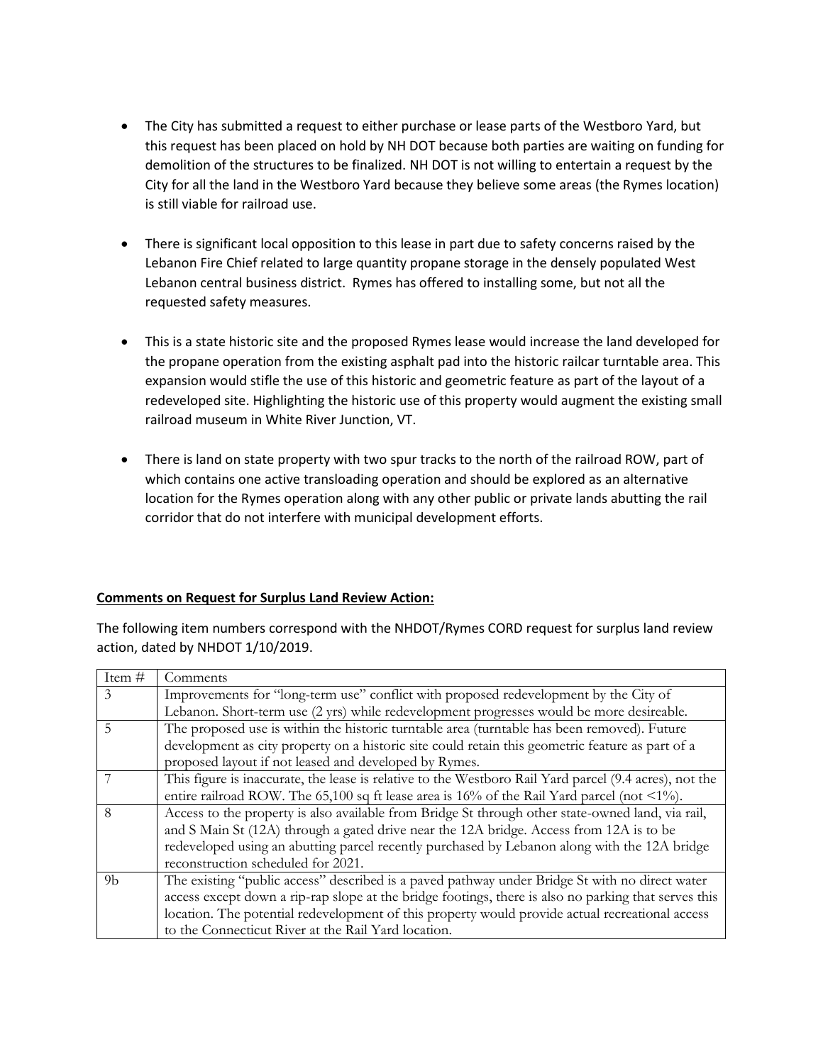- The City has submitted a request to either purchase or lease parts of the Westboro Yard, but this request has been placed on hold by NH DOT because both parties are waiting on funding for demolition of the structures to be finalized. NH DOT is not willing to entertain a request by the City for all the land in the Westboro Yard because they believe some areas (the Rymes location) is still viable for railroad use.

- There is significant local opposition to this lease in part due to safety concerns raised by the Lebanon Fire Chief related to large quantity propane storage in the densely populated West Lebanon central business district. Rymes has offered to installing some, but not all the requested safety measures.

- This is a state historic site and the proposed Rymes lease would increase the land developed for the propane operation from the existing asphalt pad into the historic railcar turntable area. This expansion would stifle the use of this historic and geometric feature as part of the layout of a redeveloped site. Highlighting the historic use of this property would augment the existing small railroad museum in White River Junction, VT.

- There is land on state property with two spur tracks to the north of the railroad ROW, part of which contains one active transloading operation and should be explored as an alternative location for the Rymes operation along with any other public or private lands abutting the rail corridor that do not interfere with municipal development efforts.

**Comments on Request for Surplus Land Review Action:**

The following item numbers correspond with the NHDOT/Rymes CORD request for surplus land review action, dated by NHDOT 1/10/2019.

| Item # | Comments |
|---|---|
| 3 | Improvements for "long-term use" conflict with proposed redevelopment by the City of Lebanon. Short-term use (2 yrs) while redevelopment progresses would be more desireable. |
| 5 | The proposed use is within the historic turntable area (turntable has been removed). Future development as city property on a historic site could retain this geometric feature as part of a proposed layout if not leased and developed by Rymes. |
| 7 | This figure is inaccurate, the lease is relative to the Westboro Rail Yard parcel (9.4 acres), not the entire railroad ROW. The 65,100 sq ft lease area is 16% of the Rail Yard parcel (not <1%). |
| 8 | Access to the property is also available from Bridge St through other state-owned land, via rail, and S Main St (12A) through a gated drive near the 12A bridge. Access from 12A is to be redeveloped using an abutting parcel recently purchased by Lebanon along with the 12A bridge reconstruction scheduled for 2021. |
| 9b | The existing "public access" described is a paved pathway under Bridge St with no direct water access except down a rip-rap slope at the bridge footings, there is also no parking that serves this location. The potential redevelopment of this property would provide actual recreational access to the Connecticut River at the Rail Yard location. |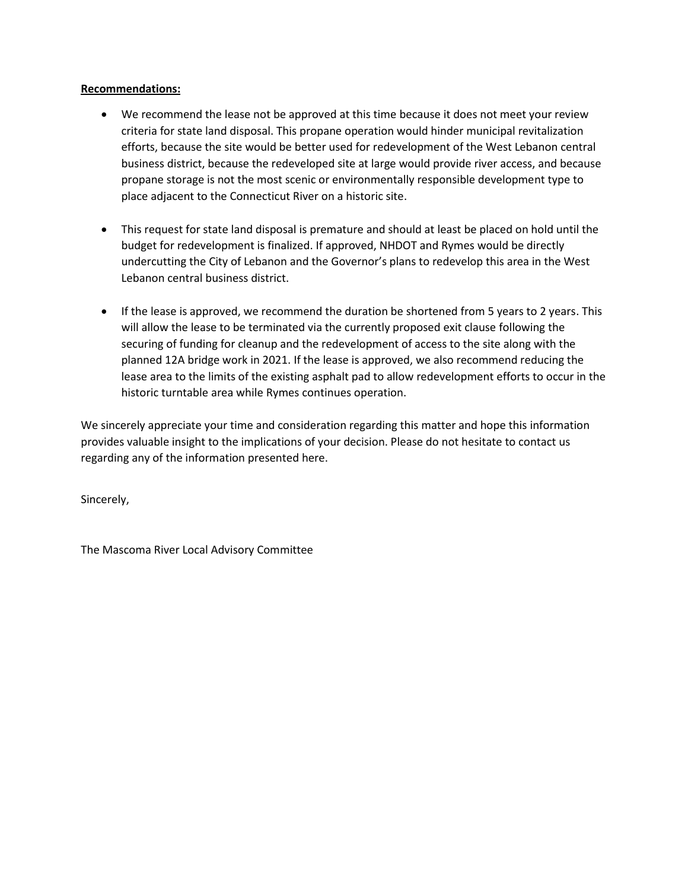**Recommendations:**

- We recommend the lease not be approved at this time because it does not meet your review criteria for state land disposal. This propane operation would hinder municipal revitalization efforts, because the site would be better used for redevelopment of the West Lebanon central business district, because the redeveloped site at large would provide river access, and because propane storage is not the most scenic or environmentally responsible development type to place adjacent to the Connecticut River on a historic site.

- This request for state land disposal is premature and should at least be placed on hold until the budget for redevelopment is finalized. If approved, NHDOT and Rymes would be directly undercutting the City of Lebanon and the Governor's plans to redevelop this area in the West Lebanon central business district.

- If the lease is approved, we recommend the duration be shortened from 5 years to 2 years. This will allow the lease to be terminated via the currently proposed exit clause following the securing of funding for cleanup and the redevelopment of access to the site along with the planned 12A bridge work in 2021. If the lease is approved, we also recommend reducing the lease area to the limits of the existing asphalt pad to allow redevelopment efforts to occur in the historic turntable area while Rymes continues operation.

We sincerely appreciate your time and consideration regarding this matter and hope this information provides valuable insight to the implications of your decision. Please do not hesitate to contact us regarding any of the information presented here.

Sincerely,

The Mascoma River Local Advisory Committee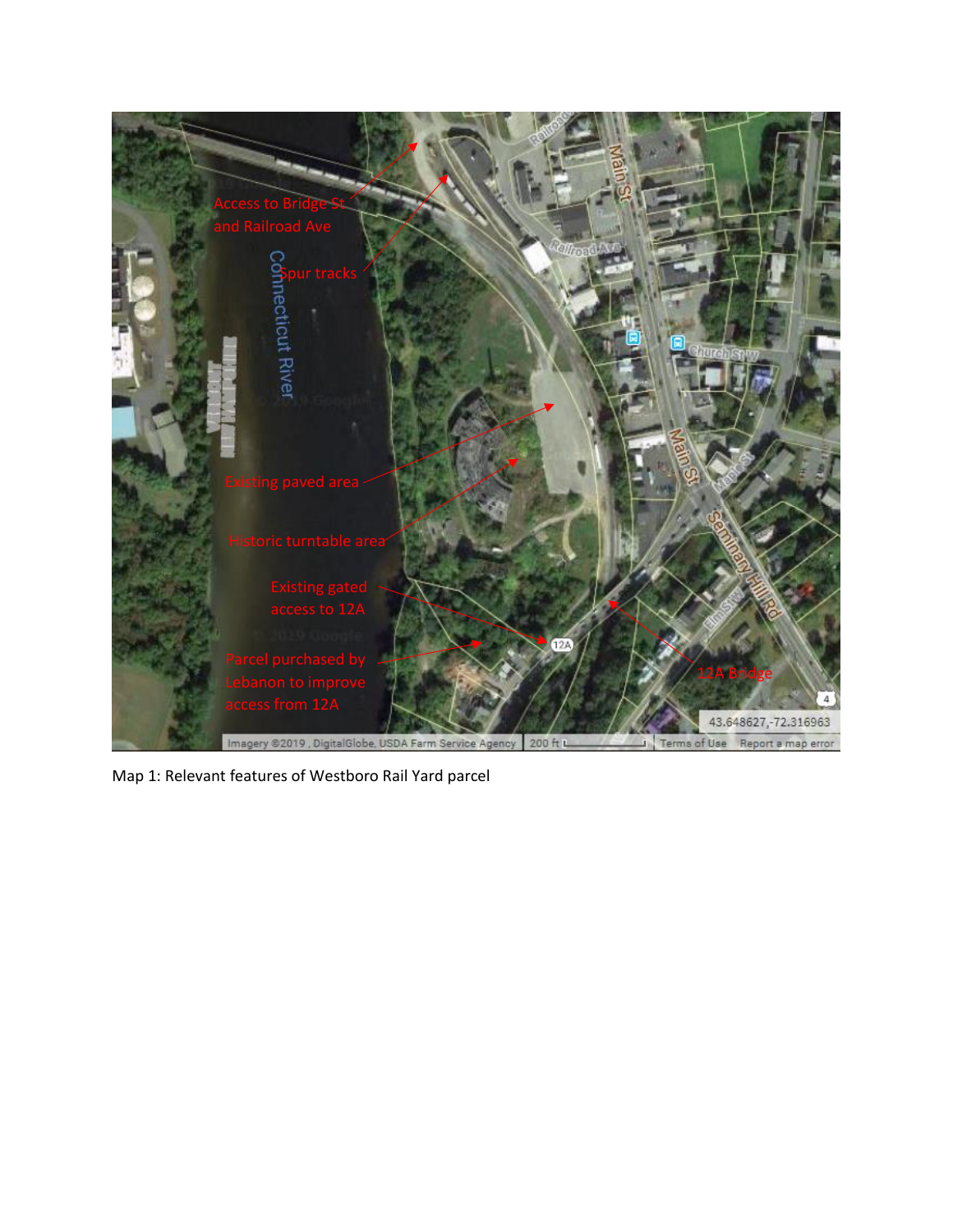Map 1: Relevant features of Westboro Rail Yard parcel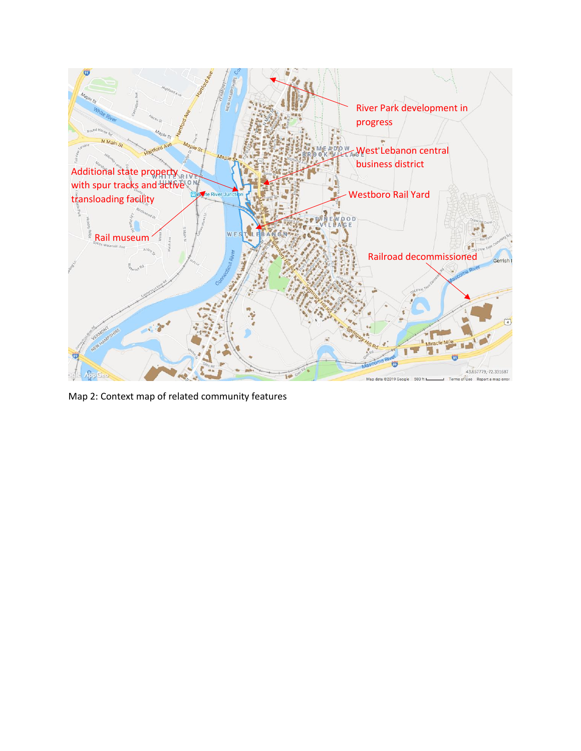River Park development in progress

West Lebanon central business district

Additional state property with spur tracks and active transloading facility

Westboro Rail Yard

Rail museum

Railroad decommissioned

Map 2: Context map of related community features